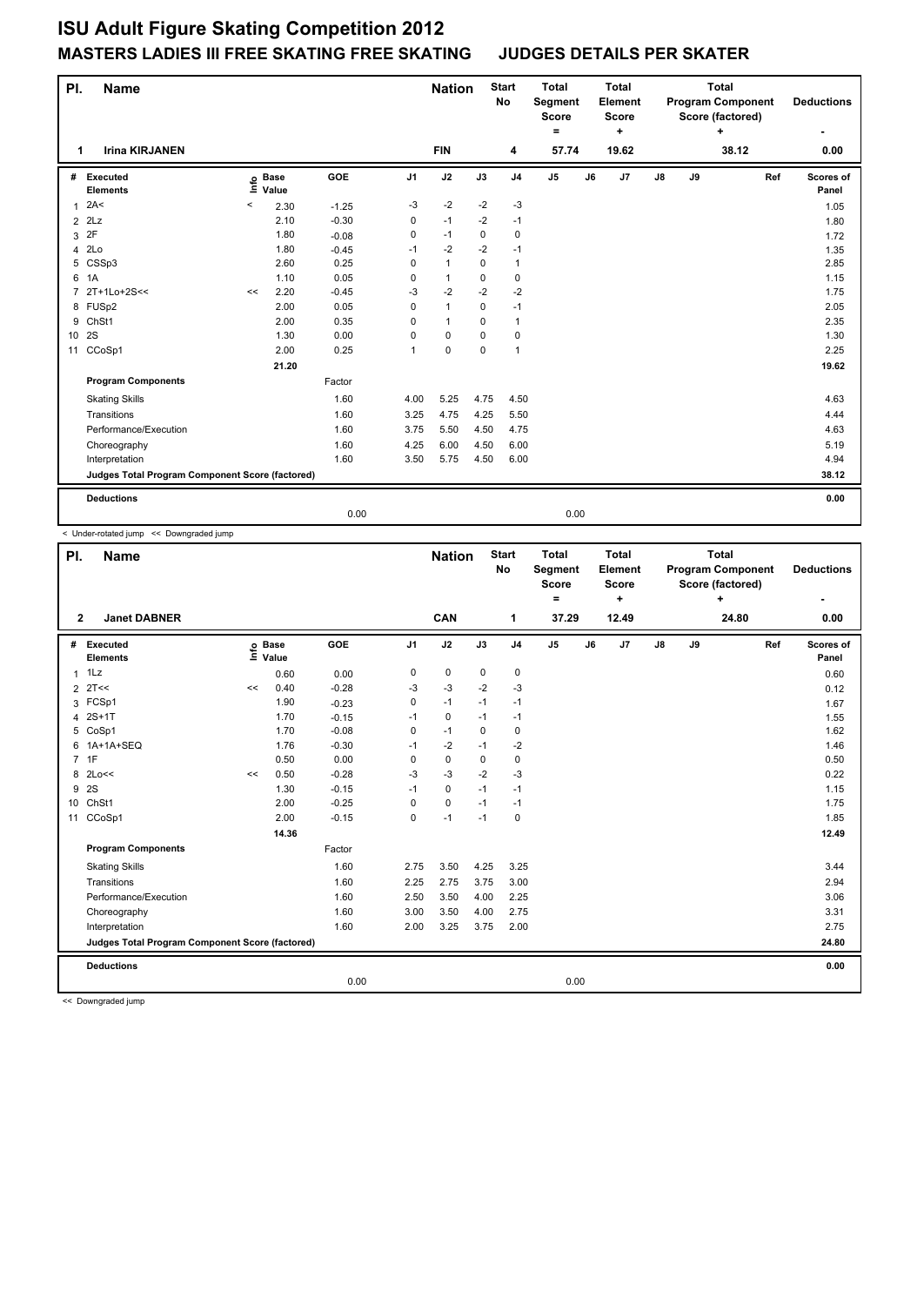# ISU Adult Figure Skating Competition 2012

## MASTERS LADIES III FREE SKATING FREE SKATING — JUDGES DETAILS PER SKATER

| Pl. | Name | Nation | Start No | Total Segment Score = | Total Element Score + | Total Program Component Score (factored) + | Deductions - |
|---|---|---|---|---|---|---|---|
| 1 | Irina KIRJANEN | FIN | 4 | 57.74 | 19.62 | 38.12 | 0.00 |

| # | Executed Elements | Info | Base Value | GOE | J1 | J2 | J3 | J4 | J5 | J6 | J7 | J8 | J9 | Ref | Scores of Panel |
|---|---|---|---|---|---|---|---|---|---|---|---|---|---|---|---|
| 1 | 2A< | < | 2.30 | -1.25 | -3 | -2 | -2 | -3 | | | | | | | 1.05 |
| 2 | 2Lz | | 2.10 | -0.30 | 0 | -1 | -2 | -1 | | | | | | | 1.80 |
| 3 | 2F | | 1.80 | -0.08 | 0 | -1 | 0 | 0 | | | | | | | 1.72 |
| 4 | 2Lo | | 1.80 | -0.45 | -1 | -2 | -2 | -1 | | | | | | | 1.35 |
| 5 | CSSp3 | | 2.60 | 0.25 | 0 | 1 | 0 | 1 | | | | | | | 2.85 |
| 6 | 1A | | 1.10 | 0.05 | 0 | 1 | 0 | 0 | | | | | | | 1.15 |
| 7 | 2T+1Lo+2S<< | << | 2.20 | -0.45 | -3 | -2 | -2 | -2 | | | | | | | 1.75 |
| 8 | FUSp2 | | 2.00 | 0.05 | 0 | 1 | 0 | -1 | | | | | | | 2.05 |
| 9 | ChSt1 | | 2.00 | 0.35 | 0 | 1 | 0 | 1 | | | | | | | 2.35 |
| 10 | 2S | | 1.30 | 0.00 | 0 | 0 | 0 | 0 | | | | | | | 1.30 |
| 11 | CCoSp1 | | 2.00 | 0.25 | 1 | 0 | 0 | 1 | | | | | | | 2.25 |
| | | | 21.20 | | | | | | | | | | | | 19.62 |
| | **Program Components** | | | Factor | | | | | | | | | | | |
| | Skating Skills | | | 1.60 | 4.00 | 5.25 | 4.75 | 4.50 | | | | | | | 4.63 |
| | Transitions | | | 1.60 | 3.25 | 4.75 | 4.25 | 5.50 | | | | | | | 4.44 |
| | Performance/Execution | | | 1.60 | 3.75 | 5.50 | 4.50 | 4.75 | | | | | | | 4.63 |
| | Choreography | | | 1.60 | 4.25 | 6.00 | 4.50 | 6.00 | | | | | | | 5.19 |
| | Interpretation | | | 1.60 | 3.50 | 5.75 | 4.50 | 6.00 | | | | | | | 4.94 |
| | **Judges Total Program Component Score (factored)** | | | | | | | | | | | | | | 38.12 |
| | **Deductions** | | | 0.00 | | | | | 0.00 | | | | | | 0.00 |

< Under-rotated jump << Downgraded jump

| Pl. | Name | Nation | Start No | Total Segment Score = | Total Element Score + | Total Program Component Score (factored) + | Deductions - |
|---|---|---|---|---|---|---|---|
| 2 | Janet DABNER | CAN | 1 | 37.29 | 12.49 | 24.80 | 0.00 |

| # | Executed Elements | Info | Base Value | GOE | J1 | J2 | J3 | J4 | J5 | J6 | J7 | J8 | J9 | Ref | Scores of Panel |
|---|---|---|---|---|---|---|---|---|---|---|---|---|---|---|---|
| 1 | 1Lz | | 0.60 | 0.00 | 0 | 0 | 0 | 0 | | | | | | | 0.60 |
| 2 | 2T<< | << | 0.40 | -0.28 | -3 | -3 | -2 | -3 | | | | | | | 0.12 |
| 3 | FCSp1 | | 1.90 | -0.23 | 0 | -1 | -1 | -1 | | | | | | | 1.67 |
| 4 | 2S+1T | | 1.70 | -0.15 | -1 | 0 | -1 | -1 | | | | | | | 1.55 |
| 5 | CoSp1 | | 1.70 | -0.08 | 0 | -1 | 0 | 0 | | | | | | | 1.62 |
| 6 | 1A+1A+SEQ | | 1.76 | -0.30 | -1 | -2 | -1 | -2 | | | | | | | 1.46 |
| 7 | 1F | | 0.50 | 0.00 | 0 | 0 | 0 | 0 | | | | | | | 0.50 |
| 8 | 2Lo<< | << | 0.50 | -0.28 | -3 | -3 | -2 | -3 | | | | | | | 0.22 |
| 9 | 2S | | 1.30 | -0.15 | -1 | 0 | -1 | -1 | | | | | | | 1.15 |
| 10 | ChSt1 | | 2.00 | -0.25 | 0 | 0 | -1 | -1 | | | | | | | 1.75 |
| 11 | CCoSp1 | | 2.00 | -0.15 | 0 | -1 | -1 | 0 | | | | | | | 1.85 |
| | | | 14.36 | | | | | | | | | | | | 12.49 |
| | **Program Components** | | | Factor | | | | | | | | | | | |
| | Skating Skills | | | 1.60 | 2.75 | 3.50 | 4.25 | 3.25 | | | | | | | 3.44 |
| | Transitions | | | 1.60 | 2.25 | 2.75 | 3.75 | 3.00 | | | | | | | 2.94 |
| | Performance/Execution | | | 1.60 | 2.50 | 3.50 | 4.00 | 2.25 | | | | | | | 3.06 |
| | Choreography | | | 1.60 | 3.00 | 3.50 | 4.00 | 2.75 | | | | | | | 3.31 |
| | Interpretation | | | 1.60 | 2.00 | 3.25 | 3.75 | 2.00 | | | | | | | 2.75 |
| | **Judges Total Program Component Score (factored)** | | | | | | | | | | | | | | 24.80 |
| | **Deductions** | | | 0.00 | | | | | 0.00 | | | | | | 0.00 |

<< Downgraded jump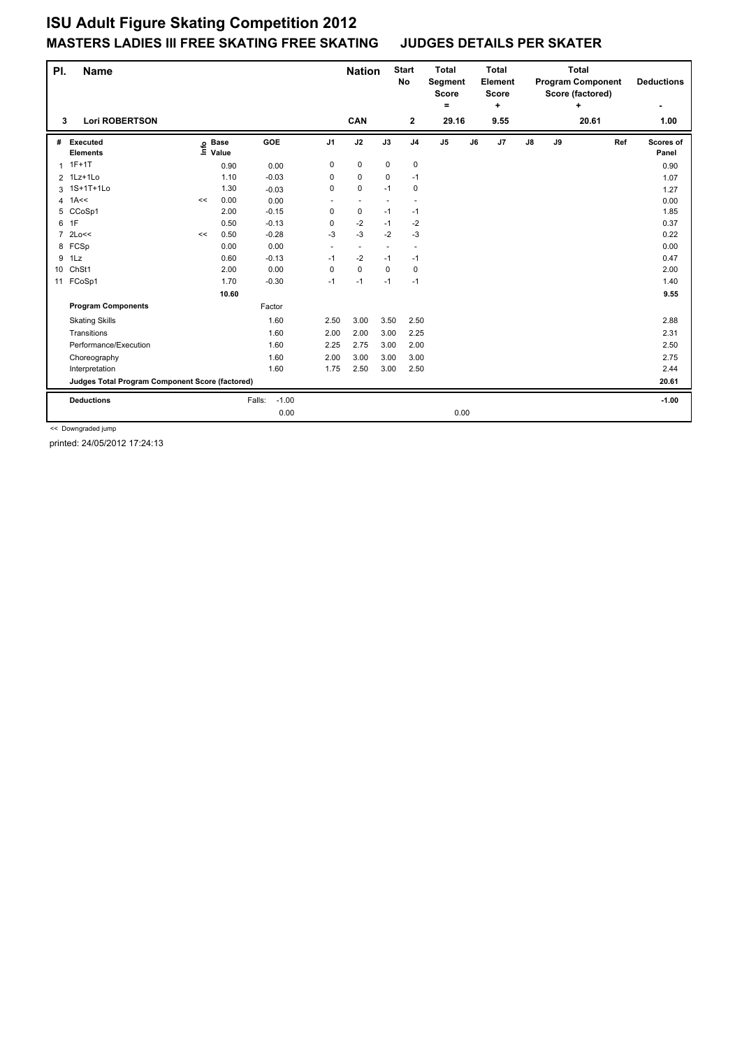# ISU Adult Figure Skating Competition 2012

## MASTERS LADIES III FREE SKATING FREE SKATING JUDGES DETAILS PER SKATER

| Pl. | Name | Nation | Start No | Total Segment Score = | Total Element Score + | Total Program Component Score (factored) + | Deductions - |
|---|---|---|---|---|---|---|---|
| 3 | Lori ROBERTSON | CAN | 2 | 29.16 | 9.55 | 20.61 | 1.00 |

| # | Executed Elements | Info | Base Value | GOE | J1 | J2 | J3 | J4 | J5 | J6 | J7 | J8 | J9 | Ref | Scores of Panel |
|---|---|---|---|---|---|---|---|---|---|---|---|---|---|---|---|
| 1 | 1F+1T | | 0.90 | 0.00 | 0 | 0 | 0 | 0 | | | | | | | 0.90 |
| 2 | 1Lz+1Lo | | 1.10 | -0.03 | 0 | 0 | 0 | -1 | | | | | | | 1.07 |
| 3 | 1S+1T+1Lo | | 1.30 | -0.03 | 0 | 0 | -1 | 0 | | | | | | | 1.27 |
| 4 | 1A<< | << | 0.00 | 0.00 | - | - | - | - | | | | | | | 0.00 |
| 5 | CCoSp1 | | 2.00 | -0.15 | 0 | 0 | -1 | -1 | | | | | | | 1.85 |
| 6 | 1F | | 0.50 | -0.13 | 0 | -2 | -1 | -2 | | | | | | | 0.37 |
| 7 | 2Lo<< | << | 0.50 | -0.28 | -3 | -3 | -2 | -3 | | | | | | | 0.22 |
| 8 | FCSp | | 0.00 | 0.00 | - | - | - | - | | | | | | | 0.00 |
| 9 | 1Lz | | 0.60 | -0.13 | -1 | -2 | -1 | -1 | | | | | | | 0.47 |
| 10 | ChSt1 | | 2.00 | 0.00 | 0 | 0 | 0 | 0 | | | | | | | 2.00 |
| 11 | FCoSp1 | | 1.70 | -0.30 | -1 | -1 | -1 | -1 | | | | | | | 1.40 |
| | | | 10.60 | | | | | | | | | | | | 9.55 |
| | **Program Components** | | | Factor | | | | | | | | | | | |
| | Skating Skills | | | 1.60 | 2.50 | 3.00 | 3.50 | 2.50 | | | | | | | 2.88 |
| | Transitions | | | 1.60 | 2.00 | 2.00 | 3.00 | 2.25 | | | | | | | 2.31 |
| | Performance/Execution | | | 1.60 | 2.25 | 2.75 | 3.00 | 2.00 | | | | | | | 2.50 |
| | Choreography | | | 1.60 | 2.00 | 3.00 | 3.00 | 3.00 | | | | | | | 2.75 |
| | Interpretation | | | 1.60 | 1.75 | 2.50 | 3.00 | 2.50 | | | | | | | 2.44 |
| | **Judges Total Program Component Score (factored)** | | | | | | | | | | | | | | 20.61 |
| | **Deductions** | | | Falls: -1.00 | | | | | | | | | | | -1.00 |
| | | | | 0.00 | | | | | 0.00 | | | | | | |

<< Downgraded jump

printed: 24/05/2012 17:24:13